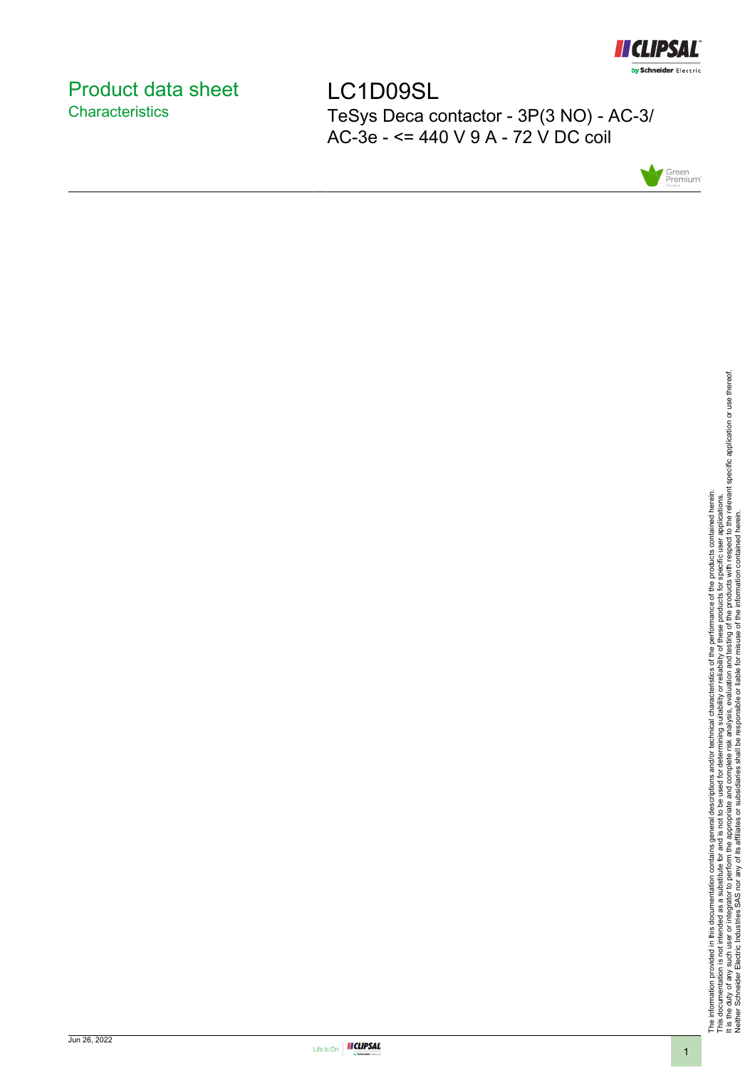# Product data sheet
## Characteristics

# LC1D09SL

TeSys Deca contactor - 3P(3 NO) - AC-3/ AC-3e - <= 440 V 9 A - 72 V DC coil

The information provided in this documentation contains general descriptions and/or technical characteristics of the performance of the products contained herein.
This documentation is not intended as a substitute for and is not to be used for determining suitability or reliability of these products for specific user applications.
It is the duty of any such user or integrator to perform the appropriate and complete risk analysis, evaluation and testing of the products with respect to the relevant specific application or use thereof.
Neither Schneider Electric Industries SAS nor any of its affiliates or subsidiaries shall be responsible or liable for misuse of the information contained herein.

Jun 26, 2022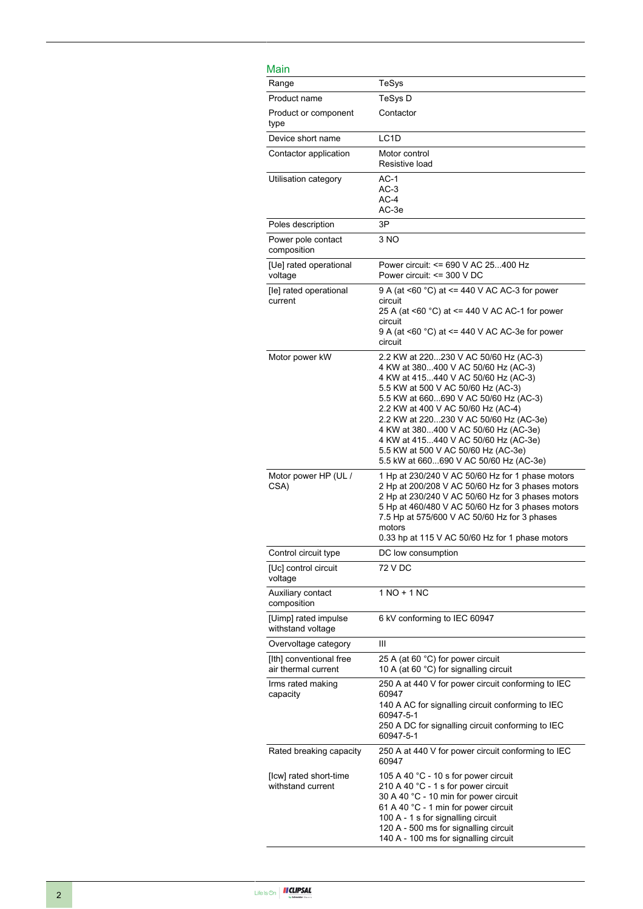## Main

| | |
|---|---|
| Range | TeSys |
| Product name | TeSys D |
| Product or component type | Contactor |
| Device short name | LC1D |
| Contactor application | Motor control<br>Resistive load |
| Utilisation category | AC-1<br>AC-3<br>AC-4<br>AC-3e |
| Poles description | 3P |
| Power pole contact composition | 3 NO |
| [Ue] rated operational voltage | Power circuit: <= 690 V AC 25...400 Hz<br>Power circuit: <= 300 V DC |
| [Ie] rated operational current | 9 A (at <60 °C) at <= 440 V AC AC-3 for power circuit<br>25 A (at <60 °C) at <= 440 V AC AC-1 for power circuit<br>9 A (at <60 °C) at <= 440 V AC AC-3e for power circuit |
| Motor power kW | 2.2 KW at 220...230 V AC 50/60 Hz (AC-3)<br>4 KW at 380...400 V AC 50/60 Hz (AC-3)<br>4 KW at 415...440 V AC 50/60 Hz (AC-3)<br>5.5 KW at 500 V AC 50/60 Hz (AC-3)<br>5.5 KW at 660...690 V AC 50/60 Hz (AC-3)<br>2.2 KW at 400 V AC 50/60 Hz (AC-4)<br>2.2 KW at 220...230 V AC 50/60 Hz (AC-3e)<br>4 KW at 380...400 V AC 50/60 Hz (AC-3e)<br>4 KW at 415...440 V AC 50/60 Hz (AC-3e)<br>5.5 KW at 500 V AC 50/60 Hz (AC-3e)<br>5.5 kW at 660...690 V AC 50/60 Hz (AC-3e) |
| Motor power HP (UL / CSA) | 1 Hp at 230/240 V AC 50/60 Hz for 1 phase motors<br>2 Hp at 200/208 V AC 50/60 Hz for 3 phases motors<br>2 Hp at 230/240 V AC 50/60 Hz for 3 phases motors<br>5 Hp at 460/480 V AC 50/60 Hz for 3 phases motors<br>7.5 Hp at 575/600 V AC 50/60 Hz for 3 phases motors<br>0.33 hp at 115 V AC 50/60 Hz for 1 phase motors |
| Control circuit type | DC low consumption |
| [Uc] control circuit voltage | 72 V DC |
| Auxiliary contact composition | 1 NO + 1 NC |
| [Uimp] rated impulse withstand voltage | 6 kV conforming to IEC 60947 |
| Overvoltage category | III |
| [Ith] conventional free air thermal current | 25 A (at 60 °C) for power circuit<br>10 A (at 60 °C) for signalling circuit |
| Irms rated making capacity | 250 A at 440 V for power circuit conforming to IEC 60947<br>140 A AC for signalling circuit conforming to IEC 60947-5-1<br>250 A DC for signalling circuit conforming to IEC 60947-5-1 |
| Rated breaking capacity | 250 A at 440 V for power circuit conforming to IEC 60947 |
| [Icw] rated short-time withstand current | 105 A 40 °C - 10 s for power circuit<br>210 A 40 °C - 1 s for power circuit<br>30 A 40 °C - 10 min for power circuit<br>61 A 40 °C - 1 min for power circuit<br>100 A - 1 s for signalling circuit<br>120 A - 500 ms for signalling circuit<br>140 A - 100 ms for signalling circuit |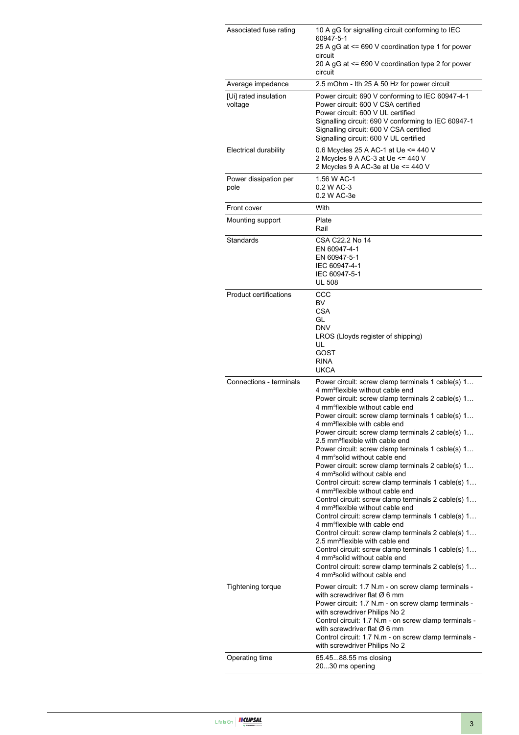| | |
|---|---|
| Associated fuse rating | 10 A gG for signalling circuit conforming to IEC 60947-5-1<br>25 A gG at <= 690 V coordination type 1 for power circuit<br>20 A gG at <= 690 V coordination type 2 for power circuit |
| Average impedance | 2.5 mOhm - Ith 25 A 50 Hz for power circuit |
| [Ui] rated insulation voltage | Power circuit: 690 V conforming to IEC 60947-4-1<br>Power circuit: 600 V CSA certified<br>Power circuit: 600 V UL certified<br>Signalling circuit: 690 V conforming to IEC 60947-1<br>Signalling circuit: 600 V CSA certified<br>Signalling circuit: 600 V UL certified |
| Electrical durability | 0.6 Mcycles 25 A AC-1 at Ue <= 440 V<br>2 Mcycles 9 A AC-3 at Ue <= 440 V<br>2 Mcycles 9 A AC-3e at Ue <= 440 V |
| Power dissipation per pole | 1.56 W AC-1<br>0.2 W AC-3<br>0.2 W AC-3e |
| Front cover | With |
| Mounting support | Plate<br>Rail |
| Standards | CSA C22.2 No 14<br>EN 60947-4-1<br>EN 60947-5-1<br>IEC 60947-4-1<br>IEC 60947-5-1<br>UL 508 |
| Product certifications | CCC<br>BV<br>CSA<br>GL<br>DNV<br>LROS (Lloyds register of shipping)<br>UL<br>GOST<br>RINA<br>UKCA |
| Connections - terminals | Power circuit: screw clamp terminals 1 cable(s) 1…4 mm²flexible without cable end<br>Power circuit: screw clamp terminals 2 cable(s) 1…4 mm²flexible without cable end<br>Power circuit: screw clamp terminals 1 cable(s) 1…4 mm²flexible with cable end<br>Power circuit: screw clamp terminals 2 cable(s) 1…2.5 mm²flexible with cable end<br>Power circuit: screw clamp terminals 1 cable(s) 1…4 mm²solid without cable end<br>Power circuit: screw clamp terminals 2 cable(s) 1…4 mm²solid without cable end<br>Control circuit: screw clamp terminals 1 cable(s) 1…4 mm²flexible without cable end<br>Control circuit: screw clamp terminals 2 cable(s) 1…4 mm²flexible without cable end<br>Control circuit: screw clamp terminals 1 cable(s) 1…4 mm²flexible with cable end<br>Control circuit: screw clamp terminals 2 cable(s) 1…2.5 mm²flexible with cable end<br>Control circuit: screw clamp terminals 1 cable(s) 1…4 mm²solid without cable end<br>Control circuit: screw clamp terminals 2 cable(s) 1…4 mm²solid without cable end |
| Tightening torque | Power circuit: 1.7 N.m - on screw clamp terminals - with screwdriver flat Ø 6 mm<br>Power circuit: 1.7 N.m - on screw clamp terminals - with screwdriver Philips No 2<br>Control circuit: 1.7 N.m - on screw clamp terminals - with screwdriver flat Ø 6 mm<br>Control circuit: 1.7 N.m - on screw clamp terminals - with screwdriver Philips No 2 |
| Operating time | 65.45...88.55 ms closing<br>20...30 ms opening |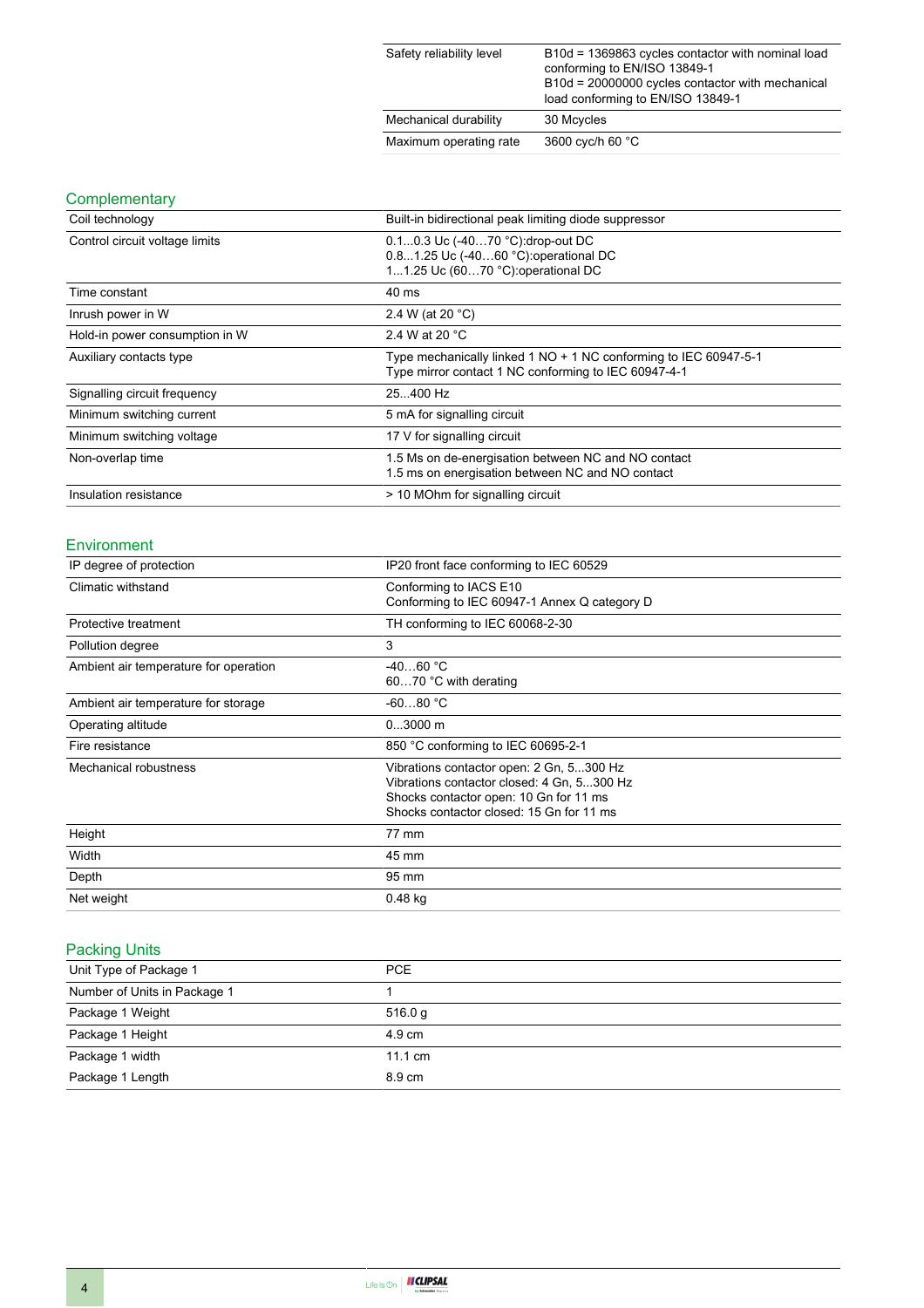| | |
|---|---|
| Safety reliability level | B10d = 1369863 cycles contactor with nominal load conforming to EN/ISO 13849-1<br>B10d = 20000000 cycles contactor with mechanical load conforming to EN/ISO 13849-1 |
| Mechanical durability | 30 Mcycles |
| Maximum operating rate | 3600 cyc/h 60 °C |

## Complementary

| | |
|---|---|
| Coil technology | Built-in bidirectional peak limiting diode suppressor |
| Control circuit voltage limits | 0.1...0.3 Uc (-40…70 °C):drop-out DC<br>0.8...1.25 Uc (-40…60 °C):operational DC<br>1...1.25 Uc (60…70 °C):operational DC |
| Time constant | 40 ms |
| Inrush power in W | 2.4 W (at 20 °C) |
| Hold-in power consumption in W | 2.4 W at 20 °C |
| Auxiliary contacts type | Type mechanically linked 1 NO + 1 NC conforming to IEC 60947-5-1<br>Type mirror contact 1 NC conforming to IEC 60947-4-1 |
| Signalling circuit frequency | 25...400 Hz |
| Minimum switching current | 5 mA for signalling circuit |
| Minimum switching voltage | 17 V for signalling circuit |
| Non-overlap time | 1.5 Ms on de-energisation between NC and NO contact<br>1.5 ms on energisation between NC and NO contact |
| Insulation resistance | > 10 MOhm for signalling circuit |

## Environment

| | |
|---|---|
| IP degree of protection | IP20 front face conforming to IEC 60529 |
| Climatic withstand | Conforming to IACS E10<br>Conforming to IEC 60947-1 Annex Q category D |
| Protective treatment | TH conforming to IEC 60068-2-30 |
| Pollution degree | 3 |
| Ambient air temperature for operation | -40…60 °C<br>60…70 °C with derating |
| Ambient air temperature for storage | -60...80 °C |
| Operating altitude | 0...3000 m |
| Fire resistance | 850 °C conforming to IEC 60695-2-1 |
| Mechanical robustness | Vibrations contactor open: 2 Gn, 5...300 Hz<br>Vibrations contactor closed: 4 Gn, 5...300 Hz<br>Shocks contactor open: 10 Gn for 11 ms<br>Shocks contactor closed: 15 Gn for 11 ms |
| Height | 77 mm |
| Width | 45 mm |
| Depth | 95 mm |
| Net weight | 0.48 kg |

## Packing Units

| | |
|---|---|
| Unit Type of Package 1 | PCE |
| Number of Units in Package 1 | 1 |
| Package 1 Weight | 516.0 g |
| Package 1 Height | 4.9 cm |
| Package 1 width | 11.1 cm |
| Package 1 Length | 8.9 cm |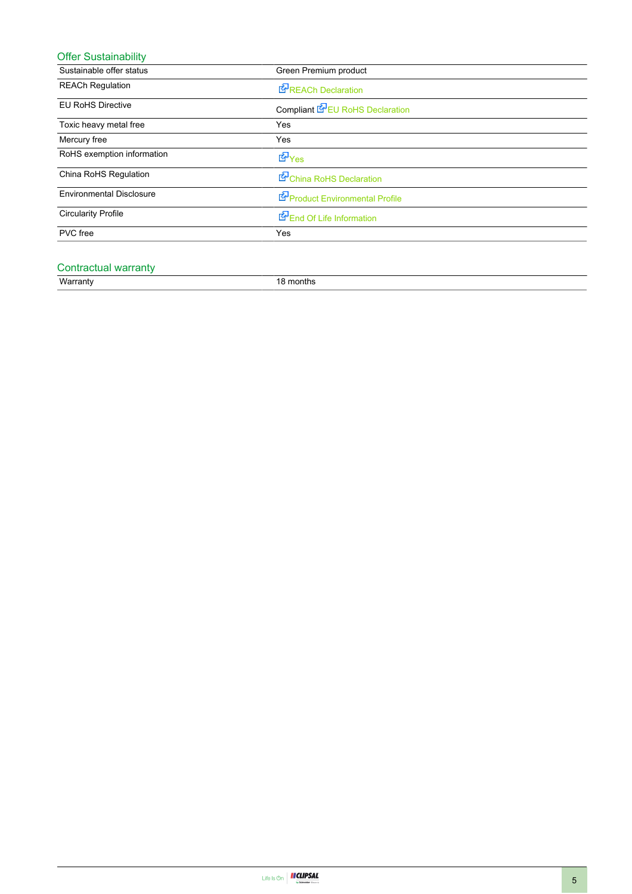## Offer Sustainability

| | |
|---|---|
| Sustainable offer status | Green Premium product |
| REACh Regulation | REACh Declaration |
| EU RoHS Directive | Compliant EU RoHS Declaration |
| Toxic heavy metal free | Yes |
| Mercury free | Yes |
| RoHS exemption information | Yes |
| China RoHS Regulation | China RoHS Declaration |
| Environmental Disclosure | Product Environmental Profile |
| Circularity Profile | End Of Life Information |
| PVC free | Yes |

## Contractual warranty

| | |
|---|---|
| Warranty | 18 months |